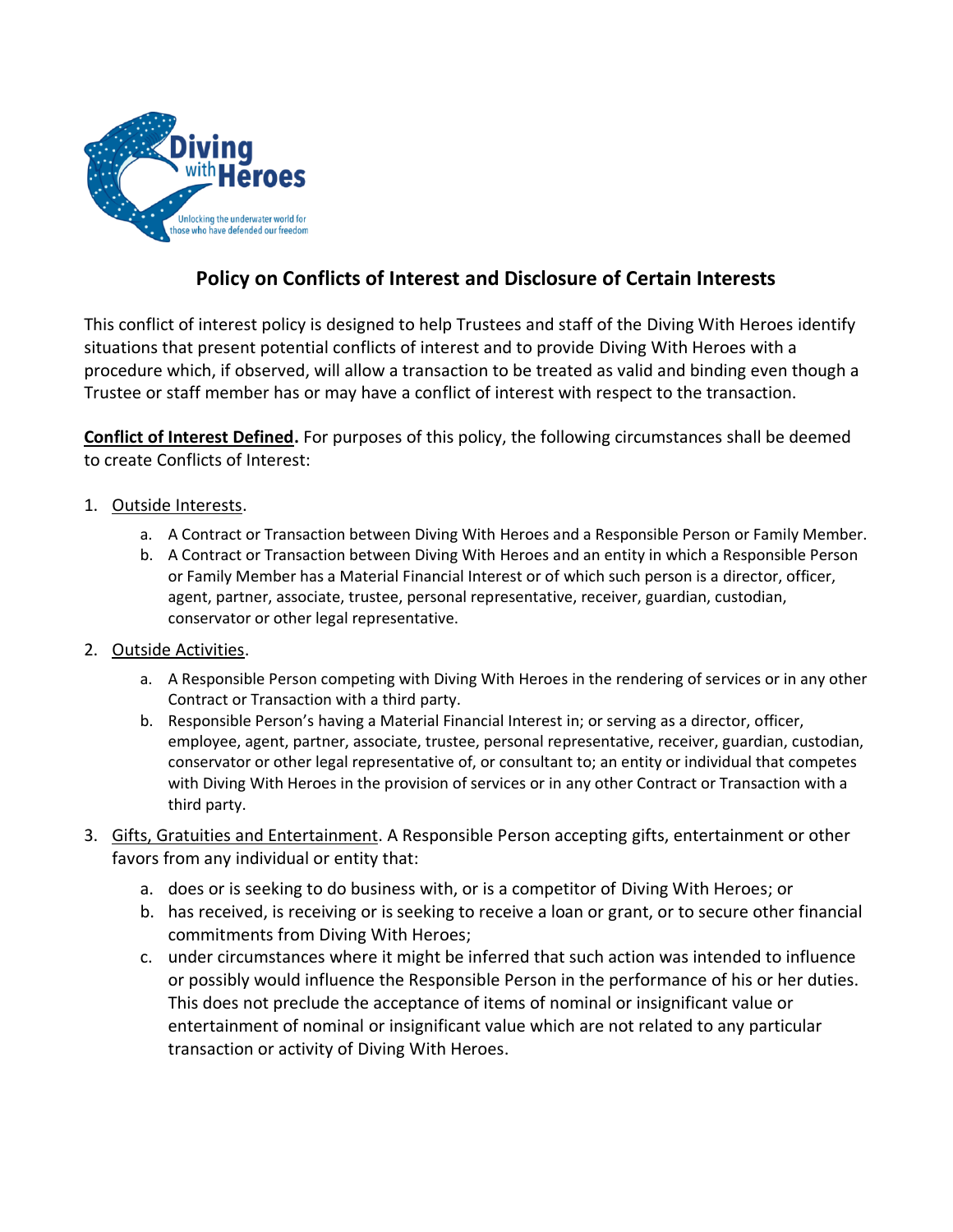# Policy on Conflicts of Interest and Disclosure of Certain Interests

This conflict of interest policy is designed to help Trustees and staff of the Diving With Heroes identify situations that present potential conflicts of interest and to provide Diving With Heroes with a procedure which, if observed, will allow a transaction to be treated as valid and binding even though a Trustee or staff member has or may have a conflict of interest with respect to the transaction.

**Conflict of Interest Defined.** For purposes of this policy, the following circumstances shall be deemed to create Conflicts of Interest:

1. Outside Interests.
   a. A Contract or Transaction between Diving With Heroes and a Responsible Person or Family Member.
   b. A Contract or Transaction between Diving With Heroes and an entity in which a Responsible Person or Family Member has a Material Financial Interest or of which such person is a director, officer, agent, partner, associate, trustee, personal representative, receiver, guardian, custodian, conservator or other legal representative.
2. Outside Activities.
   a. A Responsible Person competing with Diving With Heroes in the rendering of services or in any other Contract or Transaction with a third party.
   b. Responsible Person's having a Material Financial Interest in; or serving as a director, officer, employee, agent, partner, associate, trustee, personal representative, receiver, guardian, custodian, conservator or other legal representative of, or consultant to; an entity or individual that competes with Diving With Heroes in the provision of services or in any other Contract or Transaction with a third party.
3. Gifts, Gratuities and Entertainment. A Responsible Person accepting gifts, entertainment or other favors from any individual or entity that:
   a. does or is seeking to do business with, or is a competitor of Diving With Heroes; or
   b. has received, is receiving or is seeking to receive a loan or grant, or to secure other financial commitments from Diving With Heroes;
   c. under circumstances where it might be inferred that such action was intended to influence or possibly would influence the Responsible Person in the performance of his or her duties. This does not preclude the acceptance of items of nominal or insignificant value or entertainment of nominal or insignificant value which are not related to any particular transaction or activity of Diving With Heroes.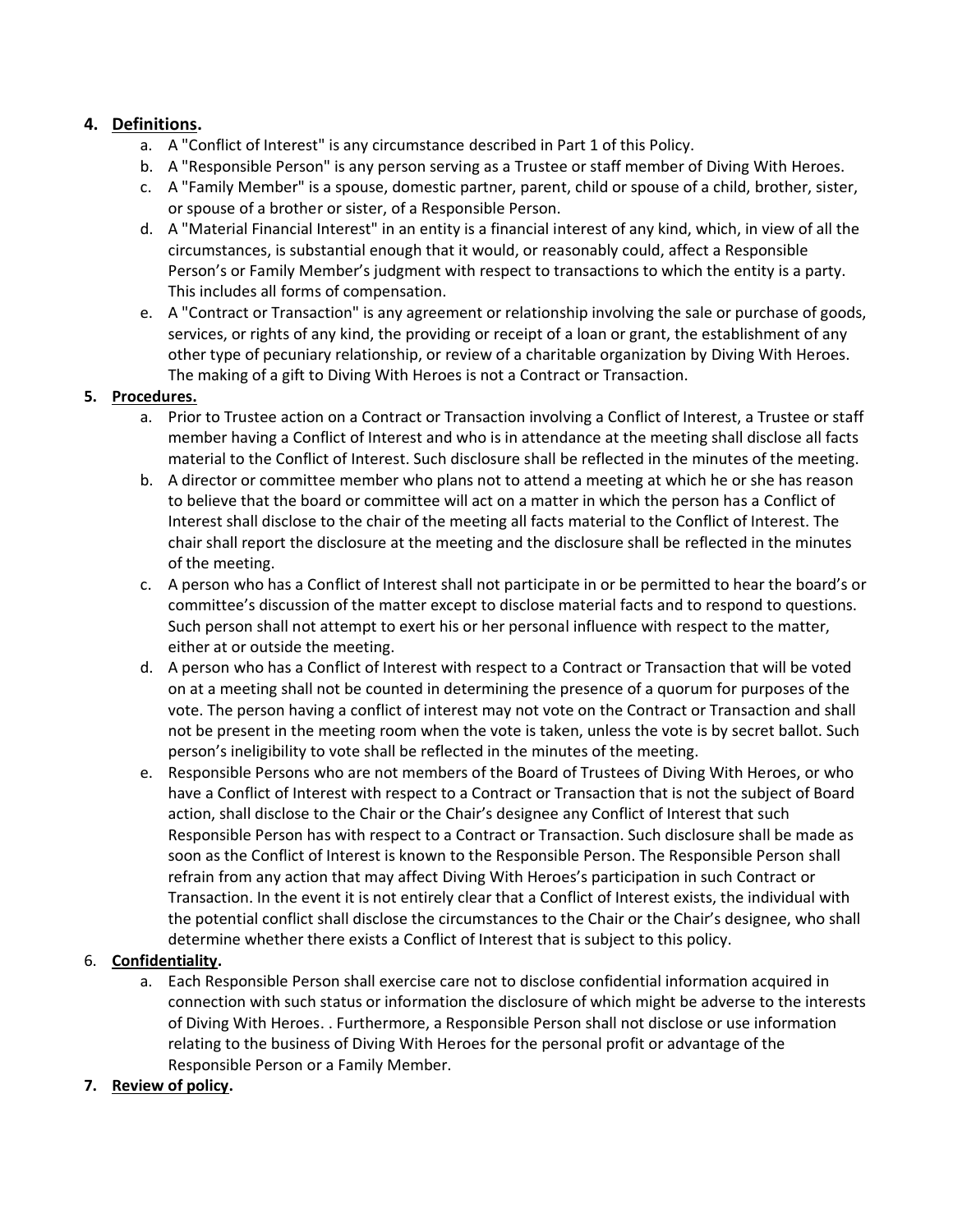4. **Definitions.**
    a. A "Conflict of Interest" is any circumstance described in Part 1 of this Policy.
    b. A "Responsible Person" is any person serving as a Trustee or staff member of Diving With Heroes.
    c. A "Family Member" is a spouse, domestic partner, parent, child or spouse of a child, brother, sister, or spouse of a brother or sister, of a Responsible Person.
    d. A "Material Financial Interest" in an entity is a financial interest of any kind, which, in view of all the circumstances, is substantial enough that it would, or reasonably could, affect a Responsible Person's or Family Member's judgment with respect to transactions to which the entity is a party. This includes all forms of compensation.
    e. A "Contract or Transaction" is any agreement or relationship involving the sale or purchase of goods, services, or rights of any kind, the providing or receipt of a loan or grant, the establishment of any other type of pecuniary relationship, or review of a charitable organization by Diving With Heroes. The making of a gift to Diving With Heroes is not a Contract or Transaction.
5. **Procedures.**
    a. Prior to Trustee action on a Contract or Transaction involving a Conflict of Interest, a Trustee or staff member having a Conflict of Interest and who is in attendance at the meeting shall disclose all facts material to the Conflict of Interest. Such disclosure shall be reflected in the minutes of the meeting.
    b. A director or committee member who plans not to attend a meeting at which he or she has reason to believe that the board or committee will act on a matter in which the person has a Conflict of Interest shall disclose to the chair of the meeting all facts material to the Conflict of Interest. The chair shall report the disclosure at the meeting and the disclosure shall be reflected in the minutes of the meeting.
    c. A person who has a Conflict of Interest shall not participate in or be permitted to hear the board's or committee's discussion of the matter except to disclose material facts and to respond to questions. Such person shall not attempt to exert his or her personal influence with respect to the matter, either at or outside the meeting.
    d. A person who has a Conflict of Interest with respect to a Contract or Transaction that will be voted on at a meeting shall not be counted in determining the presence of a quorum for purposes of the vote. The person having a conflict of interest may not vote on the Contract or Transaction and shall not be present in the meeting room when the vote is taken, unless the vote is by secret ballot. Such person's ineligibility to vote shall be reflected in the minutes of the meeting.
    e. Responsible Persons who are not members of the Board of Trustees of Diving With Heroes, or who have a Conflict of Interest with respect to a Contract or Transaction that is not the subject of Board action, shall disclose to the Chair or the Chair's designee any Conflict of Interest that such Responsible Person has with respect to a Contract or Transaction. Such disclosure shall be made as soon as the Conflict of Interest is known to the Responsible Person. The Responsible Person shall refrain from any action that may affect Diving With Heroes's participation in such Contract or Transaction. In the event it is not entirely clear that a Conflict of Interest exists, the individual with the potential conflict shall disclose the circumstances to the Chair or the Chair's designee, who shall determine whether there exists a Conflict of Interest that is subject to this policy.
6. **Confidentiality.**
    a. Each Responsible Person shall exercise care not to disclose confidential information acquired in connection with such status or information the disclosure of which might be adverse to the interests of Diving With Heroes. . Furthermore, a Responsible Person shall not disclose or use information relating to the business of Diving With Heroes for the personal profit or advantage of the Responsible Person or a Family Member.
7. **Review of policy.**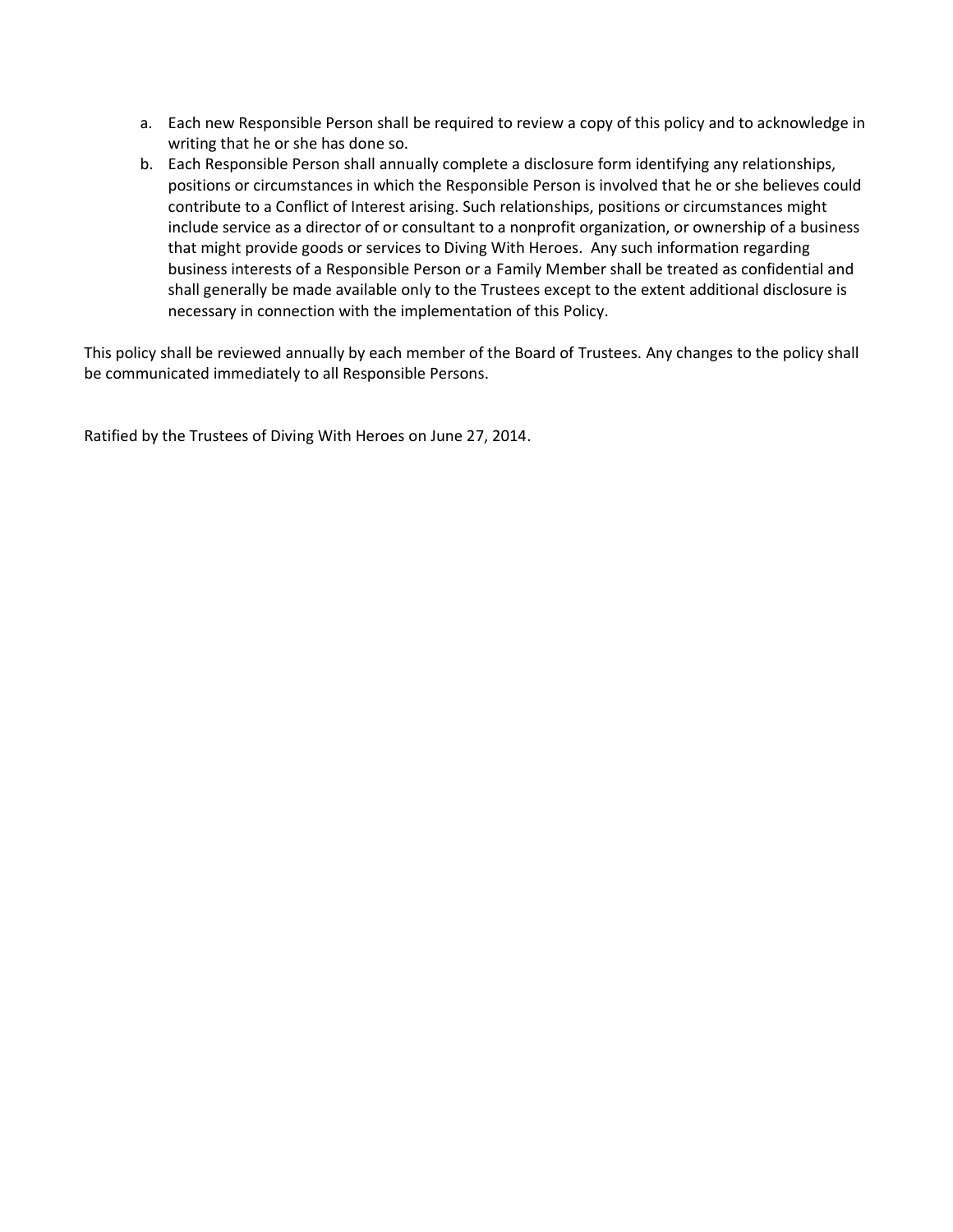a. Each new Responsible Person shall be required to review a copy of this policy and to acknowledge in writing that he or she has done so.
b. Each Responsible Person shall annually complete a disclosure form identifying any relationships, positions or circumstances in which the Responsible Person is involved that he or she believes could contribute to a Conflict of Interest arising. Such relationships, positions or circumstances might include service as a director of or consultant to a nonprofit organization, or ownership of a business that might provide goods or services to Diving With Heroes. Any such information regarding business interests of a Responsible Person or a Family Member shall be treated as confidential and shall generally be made available only to the Trustees except to the extent additional disclosure is necessary in connection with the implementation of this Policy.

This policy shall be reviewed annually by each member of the Board of Trustees. Any changes to the policy shall be communicated immediately to all Responsible Persons.

Ratified by the Trustees of Diving With Heroes on June 27, 2014.